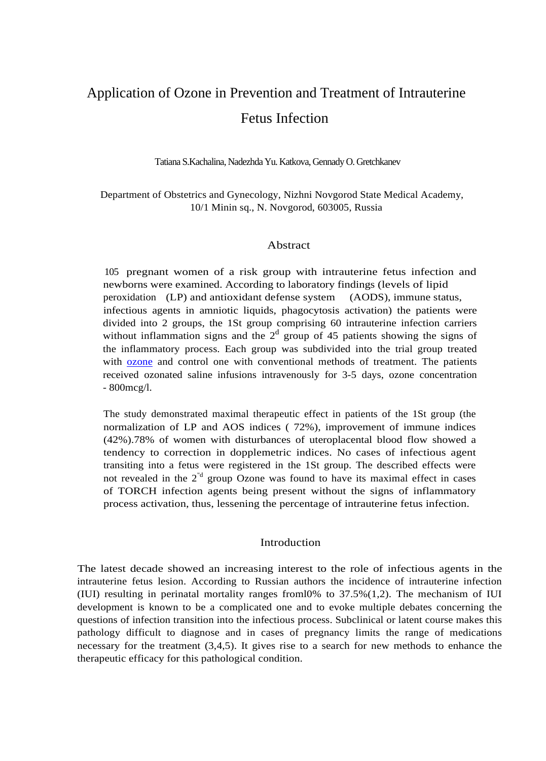# Application of Ozone in Prevention and Treatment of Intrauterine Fetus Infection

Tatiana S.Kachalina, Nadezhda Yu. Katkova, Gennady O. Gretchkanev

Department of Obstetrics and Gynecology, Nizhni Novgorod State Medical Academy, 10/1 Minin sq., N. Novgorod, 603005, Russia

## Abstract

105 pregnant women of a risk group with intrauterine fetus infection and newborns were examined. According to laboratory findings (levels of lipid peroxidation (LP) and antioxidant defense system (AODS), immune status, infectious agents in amniotic liquids, phagocytosis activation) the patients were divided into 2 groups, the 1St group comprising 60 intrauterine infection carriers without inflammation signs and the 2[d] group of 45 patients showing the signs of the inflammatory process. Each group was subdivided into the trial group treated with ozone and control one with conventional methods of treatment. The patients received ozonated saline infusions intravenously for 3-5 days, ozone concentration - 800mcg/l.

The study demonstrated maximal therapeutic effect in patients of the 1St group (the normalization of LP and AOS indices ( 72%), improvement of immune indices (42%).78% of women with disturbances of uteroplacental blood flow showed a tendency to correction in dopplemetric indices. No cases of infectious agent transiting into a fetus were registered in the 1St group. The described effects were not revealed in the 2"d group Ozone was found to have its maximal effect in cases of TORCH infection agents being present without the signs of inflammatory process activation, thus, lessening the percentage of intrauterine fetus infection.

## Introduction

The latest decade showed an increasing interest to the role of infectious agents in the intrauterine fetus lesion. According to Russian authors the incidence of intrauterine infection (IUI) resulting in perinatal mortality ranges froml0% to 37.5%(1,2). The mechanism of IUI development is known to be a complicated one and to evoke multiple debates concerning the questions of infection transition into the infectious process. Subclinical or latent course makes this pathology difficult to diagnose and in cases of pregnancy limits the range of medications necessary for the treatment (3,4,5). It gives rise to a search for new methods to enhance the therapeutic efficacy for this pathological condition.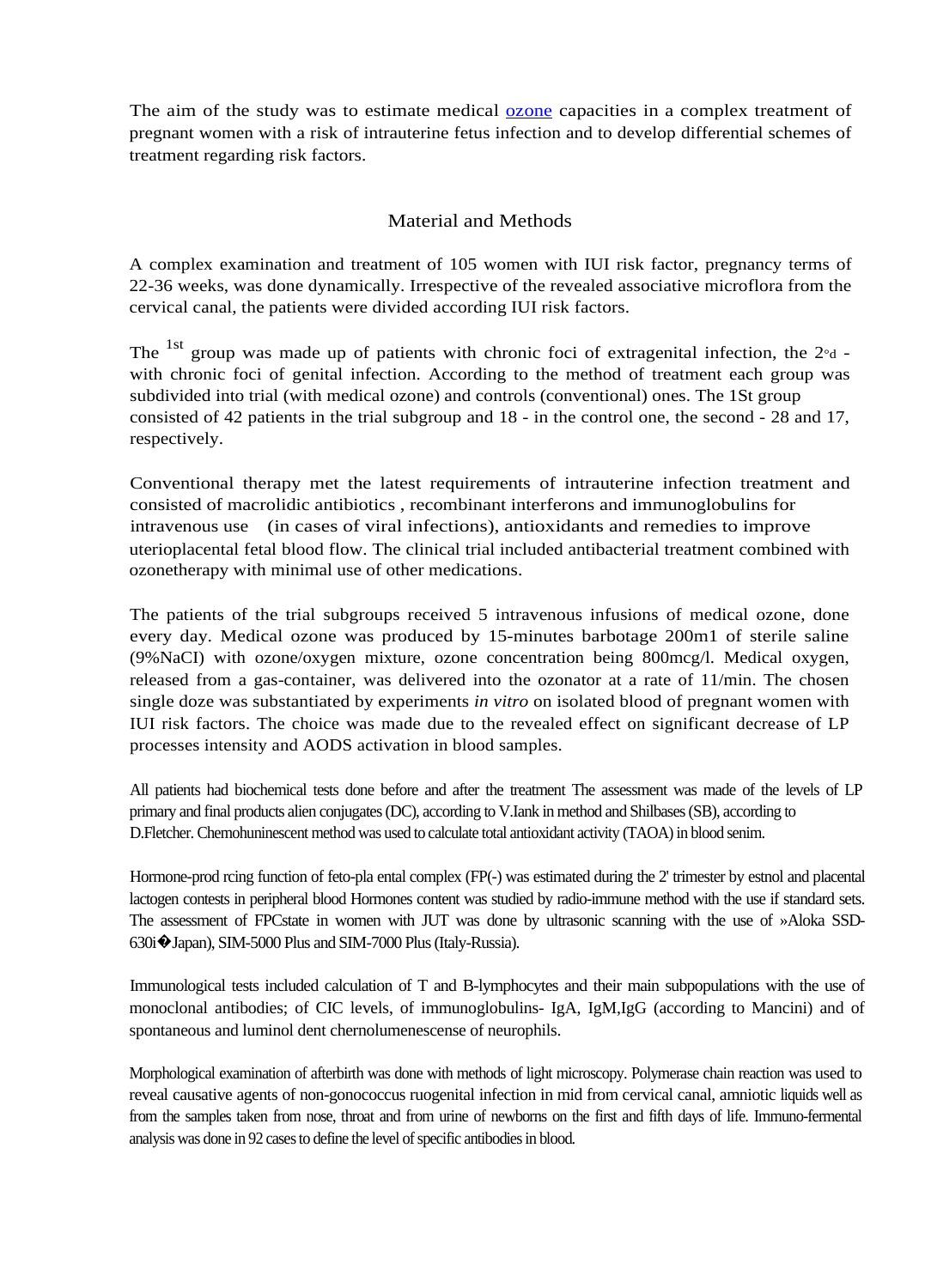The aim of the study was to estimate medical ozone capacities in a complex treatment of pregnant women with a risk of intrauterine fetus infection and to develop differential schemes of treatment regarding risk factors.

## Material and Methods

A complex examination and treatment of 105 women with IUI risk factor, pregnancy terms of 22-36 weeks, was done dynamically. Irrespective of the revealed associative microflora from the cervical canal, the patients were divided according IUI risk factors.

The 1st group was made up of patients with chronic foci of extragenital infection, the 2°d - with chronic foci of genital infection. According to the method of treatment each group was subdivided into trial (with medical ozone) and controls (conventional) ones. The 1St group consisted of 42 patients in the trial subgroup and 18 - in the control one, the second - 28 and 17, respectively.

Conventional therapy met the latest requirements of intrauterine infection treatment and consisted of macrolidic antibiotics , recombinant interferons and immunoglobulins for intravenous use (in cases of viral infections), antioxidants and remedies to improve uterioplacental fetal blood flow. The clinical trial included antibacterial treatment combined with ozonetherapy with minimal use of other medications.

The patients of the trial subgroups received 5 intravenous infusions of medical ozone, done every day. Medical ozone was produced by 15-minutes barbotage 200m1 of sterile saline (9%NaCI) with ozone/oxygen mixture, ozone concentration being 800mcg/l. Medical oxygen, released from a gas-container, was delivered into the ozonator at a rate of 11/min. The chosen single doze was substantiated by experiments *in vitro* on isolated blood of pregnant women with IUI risk factors. The choice was made due to the revealed effect on significant decrease of LP processes intensity and AODS activation in blood samples.

All patients had biochemical tests done before and after the treatment The assessment was made of the levels of LP primary and final products alien conjugates (DC), according to V.Iank in method and Shilbases (SB), according to D.Fletcher. Chemohuninescent method was used to calculate total antioxidant activity (TAOA) in blood senim.

Hormone-prod rcing function of feto-pla ental complex (FP(-) was estimated during the 2' trimester by estnol and placental lactogen contests in peripheral blood Hormones content was studied by radio-immune method with the use if standard sets. The assessment of FPCstate in women with JUT was done by ultrasonic scanning with the use of »Aloka SSD-630i� Japan), SIM-5000 Plus and SIM-7000 Plus (Italy-Russia).

Immunological tests included calculation of T and B-lymphocytes and their main subpopulations with the use of monoclonal antibodies; of CIC levels, of immunoglobulins- IgA, IgM,IgG (according to Mancini) and of spontaneous and luminol dent chernolumenescense of neurophils.

Morphological examination of afterbirth was done with methods of light microscopy. Polymerase chain reaction was used to reveal causative agents of non-gonococcus ruogenital infection in mid from cervical canal, amniotic liquids well as from the samples taken from nose, throat and from urine of newborns on the first and fifth days of life. Immuno-fermental analysis was done in 92 cases to define the level of specific antibodies in blood.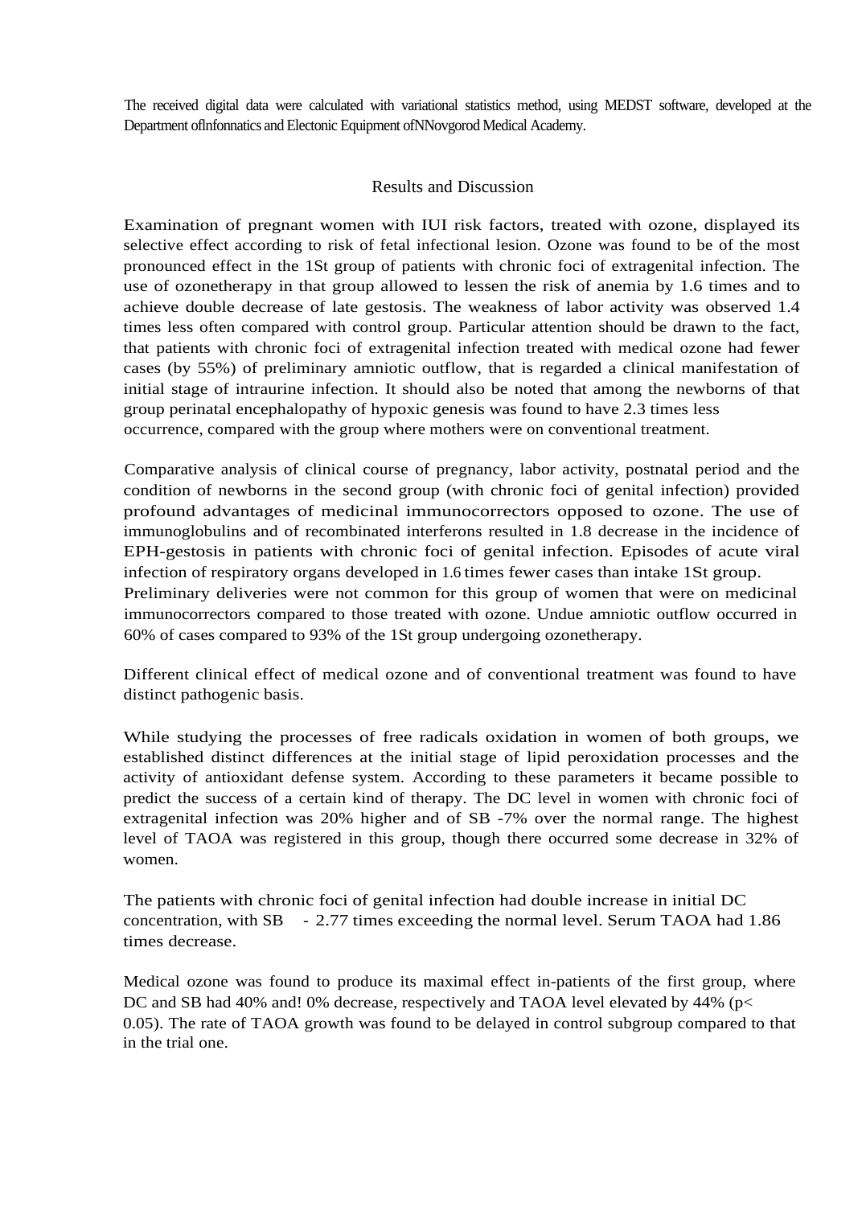The received digital data were calculated with variational statistics method, using MEDST software, developed at the Department oflnfonnatics and Electonic Equipment ofNNovgorod Medical Academy.

## Results and Discussion

Examination of pregnant women with IUI risk factors, treated with ozone, displayed its selective effect according to risk of fetal infectional lesion. Ozone was found to be of the most pronounced effect in the 1St group of patients with chronic foci of extragenital infection. The use of ozonetherapy in that group allowed to lessen the risk of anemia by 1.6 times and to achieve double decrease of late gestosis. The weakness of labor activity was observed 1.4 times less often compared with control group. Particular attention should be drawn to the fact, that patients with chronic foci of extragenital infection treated with medical ozone had fewer cases (by 55%) of preliminary amniotic outflow, that is regarded a clinical manifestation of initial stage of intraurine infection. It should also be noted that among the newborns of that group perinatal encephalopathy of hypoxic genesis was found to have 2.3 times less occurrence, compared with the group where mothers were on conventional treatment.

Comparative analysis of clinical course of pregnancy, labor activity, postnatal period and the condition of newborns in the second group (with chronic foci of genital infection) provided profound advantages of medicinal immunocorrectors opposed to ozone. The use of immunoglobulins and of recombinated interferons resulted in 1.8 decrease in the incidence of EPH-gestosis in patients with chronic foci of genital infection. Episodes of acute viral infection of respiratory organs developed in 1.6 times fewer cases than intake 1St group. Preliminary deliveries were not common for this group of women that were on medicinal immunocorrectors compared to those treated with ozone. Undue amniotic outflow occurred in 60% of cases compared to 93% of the 1St group undergoing ozonetherapy.

Different clinical effect of medical ozone and of conventional treatment was found to have distinct pathogenic basis.

While studying the processes of free radicals oxidation in women of both groups, we established distinct differences at the initial stage of lipid peroxidation processes and the activity of antioxidant defense system. According to these parameters it became possible to predict the success of a certain kind of therapy. The DC level in women with chronic foci of extragenital infection was 20% higher and of SB -7% over the normal range. The highest level of TAOA was registered in this group, though there occurred some decrease in 32% of women.

The patients with chronic foci of genital infection had double increase in initial DC concentration, with SB - 2.77 times exceeding the normal level. Serum TAOA had 1.86 times decrease.

Medical ozone was found to produce its maximal effect in-patients of the first group, where DC and SB had 40% and! 0% decrease, respectively and TAOA level elevated by 44% ($p< 0.05$). The rate of TAOA growth was found to be delayed in control subgroup compared to that in the trial one.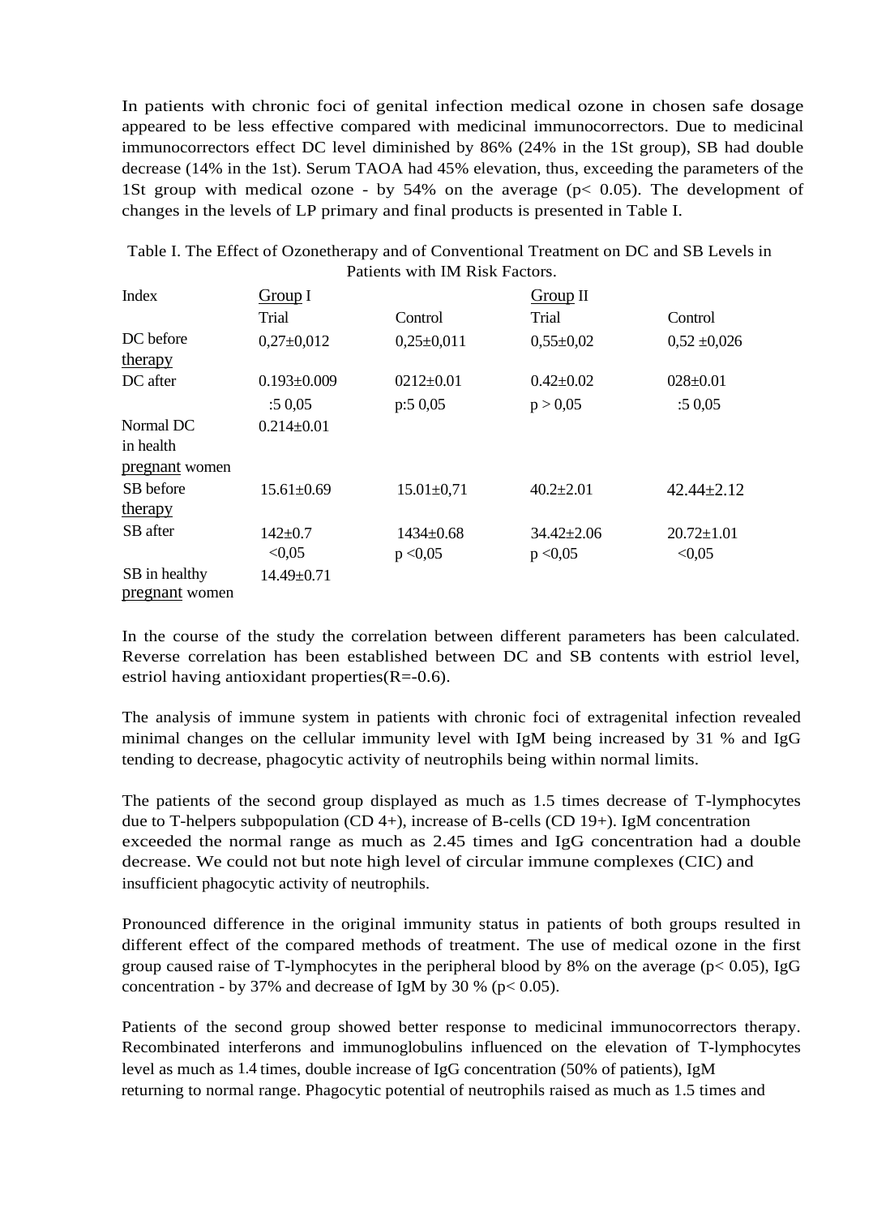In patients with chronic foci of genital infection medical ozone in chosen safe dosage appeared to be less effective compared with medicinal immunocorrectors. Due to medicinal immunocorrectors effect DC level diminished by 86% (24% in the 1St group), SB had double decrease (14% in the 1st). Serum TAOA had 45% elevation, thus, exceeding the parameters of the 1St group with medical ozone - by 54% on the average ($p < 0.05$). The development of changes in the levels of LP primary and final products is presented in Table I.

Table I. The Effect of Ozonetherapy and of Conventional Treatment on DC and SB Levels in Patients with IM Risk Factors.

| Index | Group I | | Group II | |
|---|---|---|---|---|
| | Trial | Control | Trial | Control |
| DC before therapy | 0,27±0,012 | 0,25±0,011 | 0,55±0,02 | 0,52 ±0,026 |
| DC after | 0.193±0.009<br>:5 0,05 | 0212±0.01<br>p:5 0,05 | 0.42±0.02<br>p > 0,05 | 028±0.01<br>:5 0,05 |
| Normal DC in health pregnant women | 0.214±0.01 | | | |
| SB before therapy | 15.61±0.69 | 15.01±0,71 | 40.2±2.01 | 42.44±2.12 |
| SB after | 142±0.7<br><0,05 | 1434±0.68<br>p <0,05 | 34.42±2.06<br>p <0,05 | 20.72±1.01<br><0,05 |
| SB in healthy pregnant women | 14.49±0.71 | | | |

In the course of the study the correlation between different parameters has been calculated. Reverse correlation has been established between DC and SB contents with estriol level, estriol having antioxidant properties($R=-0.6$).

The analysis of immune system in patients with chronic foci of extragenital infection revealed minimal changes on the cellular immunity level with IgM being increased by 31 % and IgG tending to decrease, phagocytic activity of neutrophils being within normal limits.

The patients of the second group displayed as much as 1.5 times decrease of T-lymphocytes due to T-helpers subpopulation (CD 4+), increase of B-cells (CD 19+). IgM concentration exceeded the normal range as much as 2.45 times and IgG concentration had a double decrease. We could not but note high level of circular immune complexes (CIC) and insufficient phagocytic activity of neutrophils.

Pronounced difference in the original immunity status in patients of both groups resulted in different effect of the compared methods of treatment. The use of medical ozone in the first group caused raise of T-lymphocytes in the peripheral blood by 8% on the average ($p < 0.05$), IgG concentration - by 37% and decrease of IgM by 30 % ($p < 0.05$).

Patients of the second group showed better response to medicinal immunocorrectors therapy. Recombinated interferons and immunoglobulins influenced on the elevation of T-lymphocytes level as much as 1.4 times, double increase of IgG concentration (50% of patients), IgM returning to normal range. Phagocytic potential of neutrophils raised as much as 1.5 times and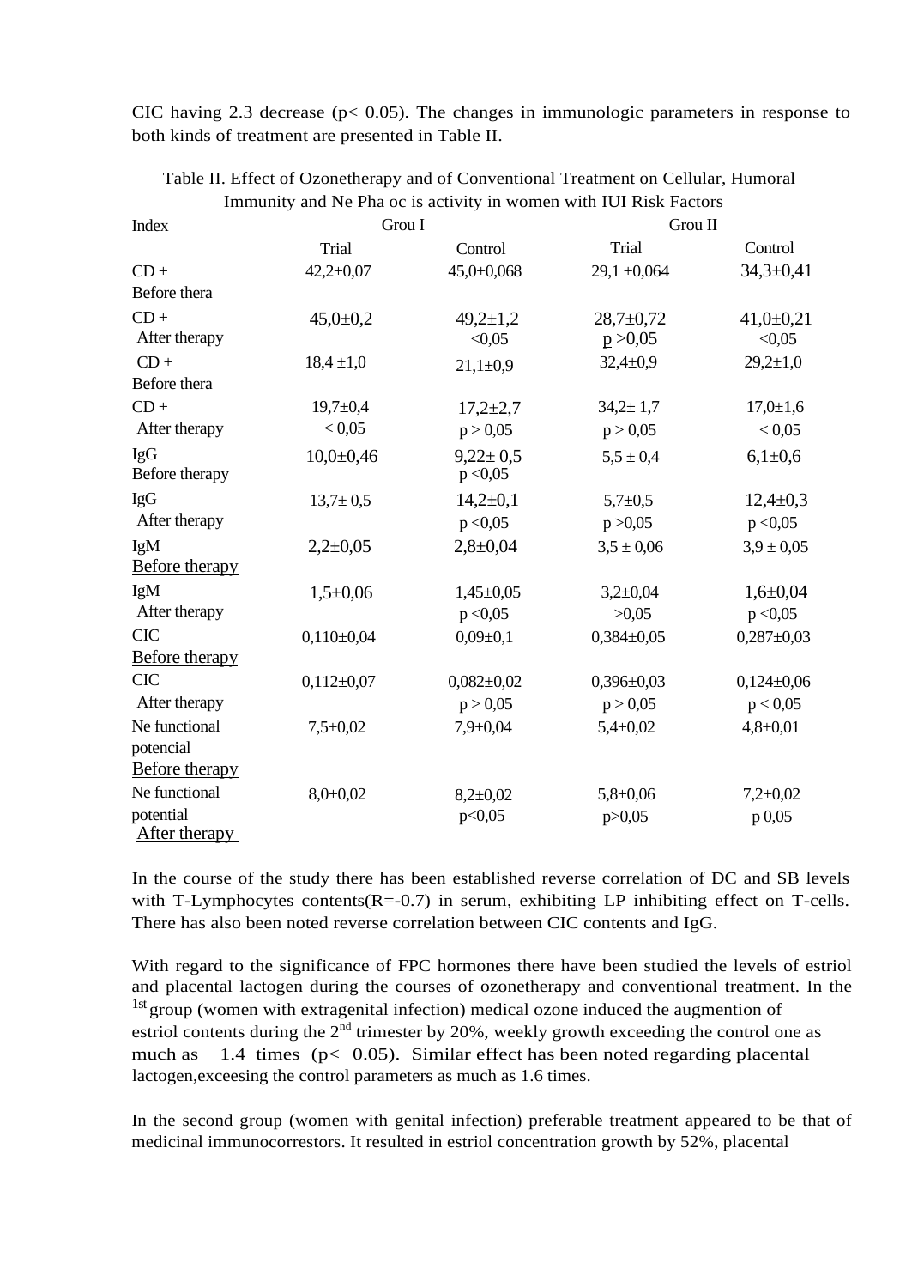CIC having 2.3 decrease ($p < 0.05$). The changes in immunologic parameters in response to both kinds of treatment are presented in Table II.

Table II. Effect of Ozonetherapy and of Conventional Treatment on Cellular, Humoral Immunity and Ne Pha oc is activity in women with IUI Risk Factors

| Index | Grou I | | Grou II | |
|---|---|---|---|---|
| | Trial | Control | Trial | Control |
| CD + Before thera | 42,2±0,07 | 45,0±0,068 | 29,1 ±0,064 | 34,3±0,41 |
| CD + After therapy | 45,0±0,2 | 49,2±1,2 <0,05 | 28,7±0,72 p >0,05 | 41,0±0,21 <0,05 |
| CD + Before thera | 18,4 ±1,0 | 21,1±0,9 | 32,4±0,9 | 29,2±1,0 |
| CD + After therapy | 19,7±0,4 < 0,05 | 17,2±2,7 p > 0,05 | 34,2± 1,7 p > 0,05 | 17,0±1,6 < 0,05 |
| IgG Before therapy | 10,0±0,46 | 9,22± 0,5 p <0,05 | 5,5 ± 0,4 | 6,1±0,6 |
| IgG After therapy | 13,7± 0,5 | 14,2±0,1 p <0,05 | 5,7±0,5 p >0,05 | 12,4±0,3 p <0,05 |
| IgM Before therapy | 2,2±0,05 | 2,8±0,04 | 3,5 ± 0,06 | 3,9 ± 0,05 |
| IgM After therapy | 1,5±0,06 | 1,45±0,05 p <0,05 | 3,2±0,04 >0,05 | 1,6±0,04 p <0,05 |
| CIC Before therapy | 0,110±0,04 | 0,09±0,1 | 0,384±0,05 | 0,287±0,03 |
| CIC After therapy | 0,112±0,07 | 0,082±0,02 p > 0,05 | 0,396±0,03 p > 0,05 | 0,124±0,06 p < 0,05 |
| Ne functional potencial Before therapy | 7,5±0,02 | 7,9±0,04 | 5,4±0,02 | 4,8±0,01 |
| Ne functional potential After therapy | 8,0±0,02 | 8,2±0,02 p<0,05 | 5,8±0,06 p>0,05 | 7,2±0,02 p 0,05 |

In the course of the study there has been established reverse correlation of DC and SB levels with T-Lymphocytes contents($R=-0.7$) in serum, exhibiting LP inhibiting effect on T-cells. There has also been noted reverse correlation between CIC contents and IgG.

With regard to the significance of FPC hormones there have been studied the levels of estriol and placental lactogen during the courses of ozonetherapy and conventional treatment. In the 1st group (women with extragenital infection) medical ozone induced the augmention of estriol contents during the 2nd trimester by 20%, weekly growth exceeding the control one as much as 1.4 times ($p < 0.05$). Similar effect has been noted regarding placental lactogen,exceesing the control parameters as much as 1.6 times.

In the second group (women with genital infection) preferable treatment appeared to be that of medicinal immunocorrestors. It resulted in estriol concentration growth by 52%, placental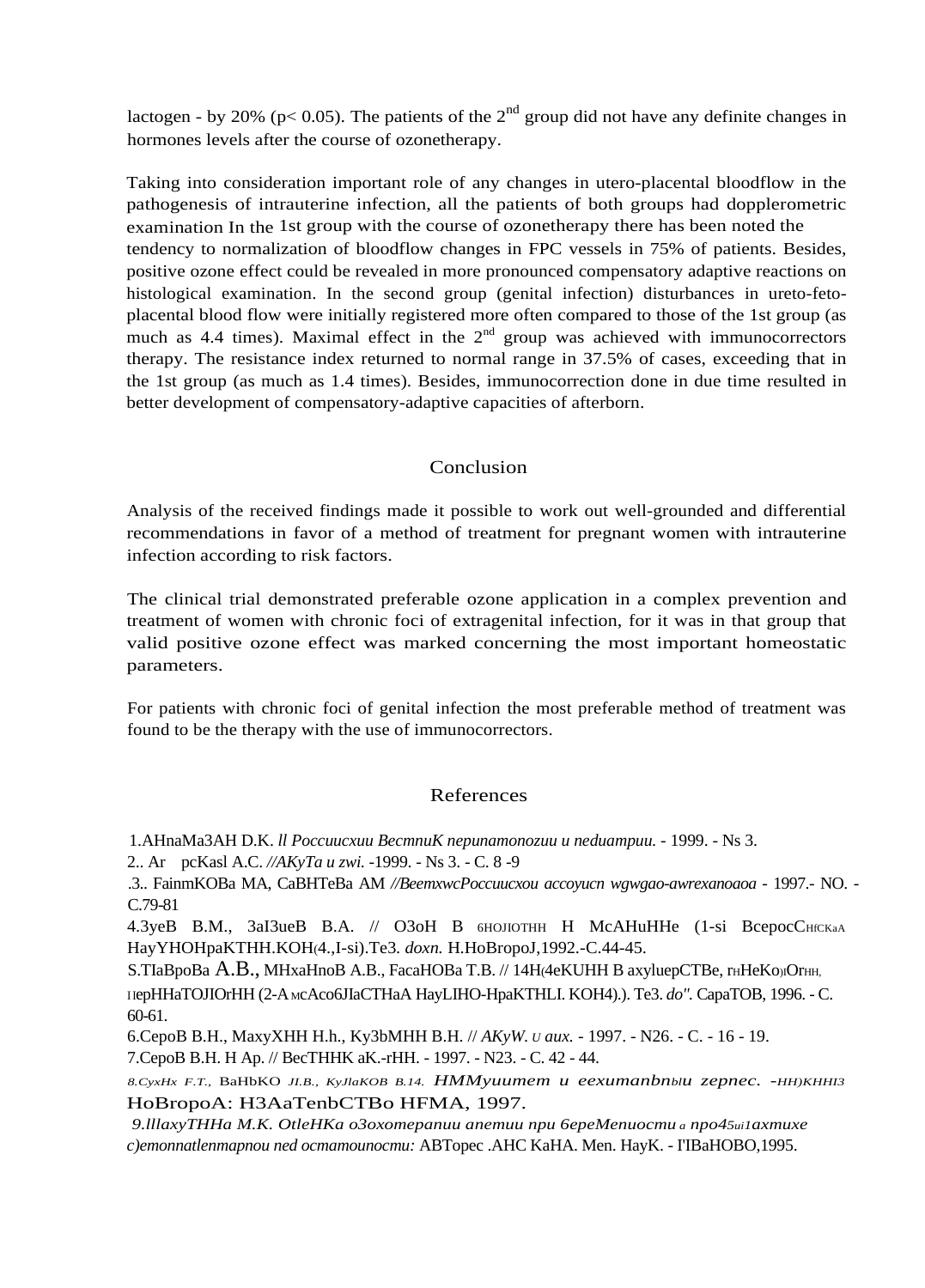lactogen - by 20% ($p < 0.05$). The patients of the $2^{nd}$ group did not have any definite changes in hormones levels after the course of ozonetherapy.

Taking into consideration important role of any changes in utero-placental bloodflow in the pathogenesis of intrauterine infection, all the patients of both groups had dopplerometric examination In the 1st group with the course of ozonetherapy there has been noted the tendency to normalization of bloodflow changes in FPC vessels in 75% of patients. Besides, positive ozone effect could be revealed in more pronounced compensatory adaptive reactions on histological examination. In the second group (genital infection) disturbances in ureto-feto-placental blood flow were initially registered more often compared to those of the 1st group (as much as 4.4 times). Maximal effect in the $2^{nd}$ group was achieved with immunocorrectors therapy. The resistance index returned to normal range in 37.5% of cases, exceeding that in the 1st group (as much as 1.4 times). Besides, immunocorrection done in due time resulted in better development of compensatory-adaptive capacities of afterborn.

## Conclusion

Analysis of the received findings made it possible to work out well-grounded and differential recommendations in favor of a method of treatment for pregnant women with intrauterine infection according to risk factors.

The clinical trial demonstrated preferable ozone application in a complex prevention and treatment of women with chronic foci of extragenital infection, for it was in that group that valid positive ozone effect was marked concerning the most important homeostatic parameters.

For patients with chronic foci of genital infection the most preferable method of treatment was found to be the therapy with the use of immunocorrectors.

## References

1.AHnaMa3AH D.K. *ll Россиисхии ВестпиК перипатоnozuu u nediaтpuu.* - 1999. - Ns 3.

2.. Ar pcKasl A.C. *//AKyTa u zwi.* -1999. - Ns 3. - C. 8 -9

.3.. FainmKOBa MA, CaBHTeBa AM *//BeemxwcPoccuucxou accoyucn wgwgao-awrexanoaoa* - 1997.- NO. - C.79-81

4.3yeB B.M., 3aI3ueB B.A. // O3oH B 6HOJIOTHH H McAHuHHe (1-si BcepocCHfCKaA HayYHOHpaKTHH.KOH(4.,I-si).Te3. *doxn.* H.HoBropoJ,1992.-C.44-45.

S.TIaBpoBa A.B., MHxaHnoB A.B., FacaHOBa T.B. // 14H(4eKUHH B axyluepCTBe, rHHeKo)lOrHH, IIepHHaTOJIOrHH (2-A мсAco6JIaCTHaA HayLIHO-HpaKTHLI. KOH4).). Te3. *do".* CapaTOB, 1996. - C. 60-61.

6.CepoB B.H., MaxyXHH H.h., Ky3bMHH B.H. // *AKyW. U aux.* - 1997. - N26. - C. - 16 - 19.

7.CepoB B.H. H Ap. // BecTHHK aK.-rHH. - 1997. - N23. - C. 42 - 44.

*8.CyxHx F.T.,* BaHbKO *JI.B., KyJlaKOB B.14. HMMyuumem u eexumanbnblu zepnec. -HH)KHHI3* HoBropoA: H3AaTenbCTBo HFMA, 1997.

*9.lllaxyTHHa M.K. OtleHKa o3oxomepanuu anemuu npu 6epeMenuocmu a npo45ui1axmuxe c)emonnatlenmapnou ned ocmamouнocmu:* ABTopec .AHC KaHA. Men. HayK. - I'IBaHOBO,1995.